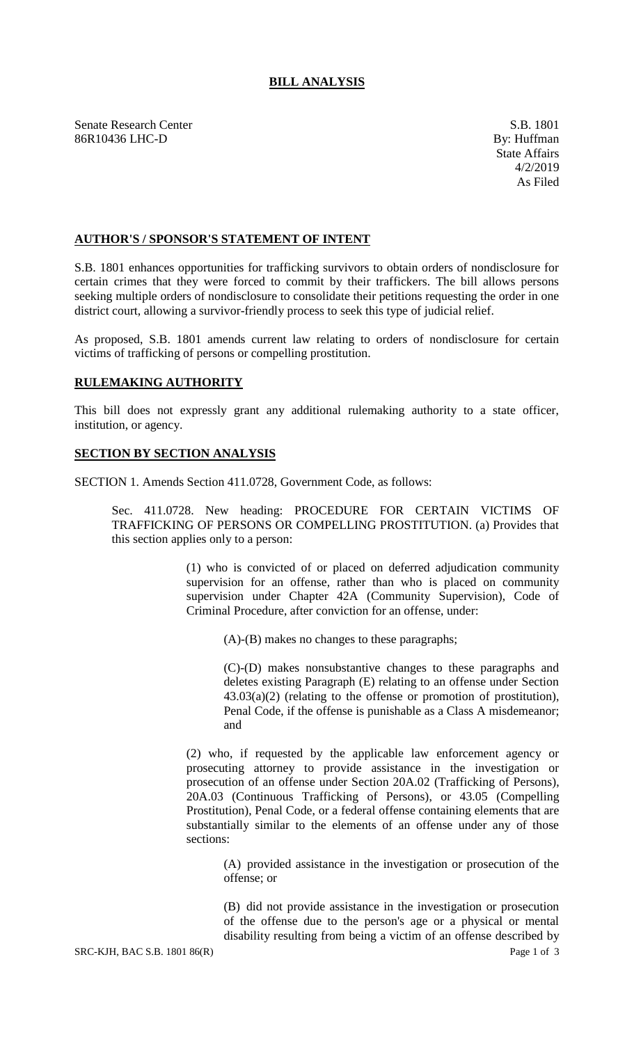# BILL ANALYSIS

Senate Research Center
86R10436 LHC-D

S.B. 1801
By: Huffman
State Affairs
4/2/2019
As Filed

## AUTHOR'S / SPONSOR'S STATEMENT OF INTENT

S.B. 1801 enhances opportunities for trafficking survivors to obtain orders of nondisclosure for certain crimes that they were forced to commit by their traffickers. The bill allows persons seeking multiple orders of nondisclosure to consolidate their petitions requesting the order in one district court, allowing a survivor-friendly process to seek this type of judicial relief.

As proposed, S.B. 1801 amends current law relating to orders of nondisclosure for certain victims of trafficking of persons or compelling prostitution.

## RULEMAKING AUTHORITY

This bill does not expressly grant any additional rulemaking authority to a state officer, institution, or agency.

## SECTION BY SECTION ANALYSIS

SECTION 1. Amends Section 411.0728, Government Code, as follows:

Sec. 411.0728. New heading: PROCEDURE FOR CERTAIN VICTIMS OF TRAFFICKING OF PERSONS OR COMPELLING PROSTITUTION. (a) Provides that this section applies only to a person:

(1) who is convicted of or placed on deferred adjudication community supervision for an offense, rather than who is placed on community supervision under Chapter 42A (Community Supervision), Code of Criminal Procedure, after conviction for an offense, under:

(A)-(B) makes no changes to these paragraphs;

(C)-(D) makes nonsubstantive changes to these paragraphs and deletes existing Paragraph (E) relating to an offense under Section 43.03(a)(2) (relating to the offense or promotion of prostitution), Penal Code, if the offense is punishable as a Class A misdemeanor; and

(2) who, if requested by the applicable law enforcement agency or prosecuting attorney to provide assistance in the investigation or prosecution of an offense under Section 20A.02 (Trafficking of Persons), 20A.03 (Continuous Trafficking of Persons), or 43.05 (Compelling Prostitution), Penal Code, or a federal offense containing elements that are substantially similar to the elements of an offense under any of those sections:

(A) provided assistance in the investigation or prosecution of the offense; or

(B) did not provide assistance in the investigation or prosecution of the offense due to the person's age or a physical or mental disability resulting from being a victim of an offense described by

SRC-KJH, BAC S.B. 1801 86(R)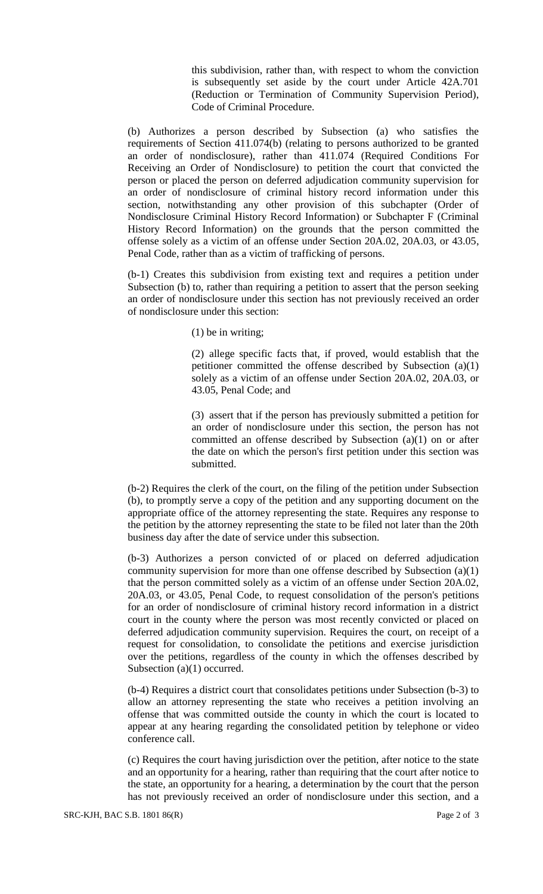this subdivision, rather than, with respect to whom the conviction is subsequently set aside by the court under Article 42A.701 (Reduction or Termination of Community Supervision Period), Code of Criminal Procedure.

(b) Authorizes a person described by Subsection (a) who satisfies the requirements of Section 411.074(b) (relating to persons authorized to be granted an order of nondisclosure), rather than 411.074 (Required Conditions For Receiving an Order of Nondisclosure) to petition the court that convicted the person or placed the person on deferred adjudication community supervision for an order of nondisclosure of criminal history record information under this section, notwithstanding any other provision of this subchapter (Order of Nondisclosure Criminal History Record Information) or Subchapter F (Criminal History Record Information) on the grounds that the person committed the offense solely as a victim of an offense under Section 20A.02, 20A.03, or 43.05, Penal Code, rather than as a victim of trafficking of persons.

(b-1) Creates this subdivision from existing text and requires a petition under Subsection (b) to, rather than requiring a petition to assert that the person seeking an order of nondisclosure under this section has not previously received an order of nondisclosure under this section:

(1) be in writing;

(2) allege specific facts that, if proved, would establish that the petitioner committed the offense described by Subsection (a)(1) solely as a victim of an offense under Section 20A.02, 20A.03, or 43.05, Penal Code; and

(3) assert that if the person has previously submitted a petition for an order of nondisclosure under this section, the person has not committed an offense described by Subsection (a)(1) on or after the date on which the person's first petition under this section was submitted.

(b-2) Requires the clerk of the court, on the filing of the petition under Subsection (b), to promptly serve a copy of the petition and any supporting document on the appropriate office of the attorney representing the state. Requires any response to the petition by the attorney representing the state to be filed not later than the 20th business day after the date of service under this subsection.

(b-3) Authorizes a person convicted of or placed on deferred adjudication community supervision for more than one offense described by Subsection (a)(1) that the person committed solely as a victim of an offense under Section 20A.02, 20A.03, or 43.05, Penal Code, to request consolidation of the person's petitions for an order of nondisclosure of criminal history record information in a district court in the county where the person was most recently convicted or placed on deferred adjudication community supervision. Requires the court, on receipt of a request for consolidation, to consolidate the petitions and exercise jurisdiction over the petitions, regardless of the county in which the offenses described by Subsection (a)(1) occurred.

(b-4) Requires a district court that consolidates petitions under Subsection (b-3) to allow an attorney representing the state who receives a petition involving an offense that was committed outside the county in which the court is located to appear at any hearing regarding the consolidated petition by telephone or video conference call.

(c) Requires the court having jurisdiction over the petition, after notice to the state and an opportunity for a hearing, rather than requiring that the court after notice to the state, an opportunity for a hearing, a determination by the court that the person has not previously received an order of nondisclosure under this section, and a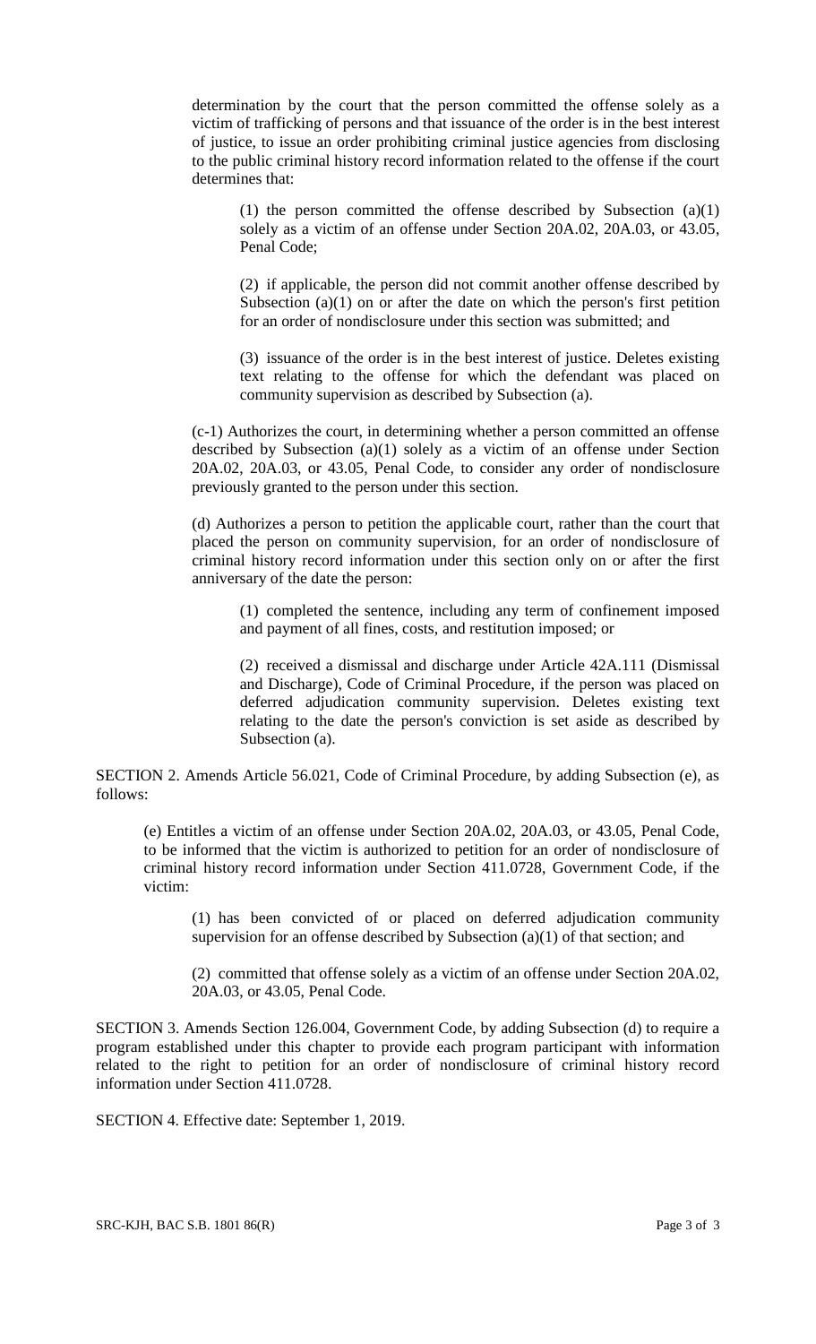determination by the court that the person committed the offense solely as a victim of trafficking of persons and that issuance of the order is in the best interest of justice, to issue an order prohibiting criminal justice agencies from disclosing to the public criminal history record information related to the offense if the court determines that:

(1) the person committed the offense described by Subsection (a)(1) solely as a victim of an offense under Section 20A.02, 20A.03, or 43.05, Penal Code;

(2) if applicable, the person did not commit another offense described by Subsection (a)(1) on or after the date on which the person's first petition for an order of nondisclosure under this section was submitted; and

(3) issuance of the order is in the best interest of justice. Deletes existing text relating to the offense for which the defendant was placed on community supervision as described by Subsection (a).

(c-1) Authorizes the court, in determining whether a person committed an offense described by Subsection (a)(1) solely as a victim of an offense under Section 20A.02, 20A.03, or 43.05, Penal Code, to consider any order of nondisclosure previously granted to the person under this section.

(d) Authorizes a person to petition the applicable court, rather than the court that placed the person on community supervision, for an order of nondisclosure of criminal history record information under this section only on or after the first anniversary of the date the person:

(1) completed the sentence, including any term of confinement imposed and payment of all fines, costs, and restitution imposed; or

(2) received a dismissal and discharge under Article 42A.111 (Dismissal and Discharge), Code of Criminal Procedure, if the person was placed on deferred adjudication community supervision. Deletes existing text relating to the date the person's conviction is set aside as described by Subsection (a).

SECTION 2. Amends Article 56.021, Code of Criminal Procedure, by adding Subsection (e), as follows:

(e) Entitles a victim of an offense under Section 20A.02, 20A.03, or 43.05, Penal Code, to be informed that the victim is authorized to petition for an order of nondisclosure of criminal history record information under Section 411.0728, Government Code, if the victim:

(1) has been convicted of or placed on deferred adjudication community supervision for an offense described by Subsection (a)(1) of that section; and

(2) committed that offense solely as a victim of an offense under Section 20A.02, 20A.03, or 43.05, Penal Code.

SECTION 3. Amends Section 126.004, Government Code, by adding Subsection (d) to require a program established under this chapter to provide each program participant with information related to the right to petition for an order of nondisclosure of criminal history record information under Section 411.0728.

SECTION 4. Effective date: September 1, 2019.